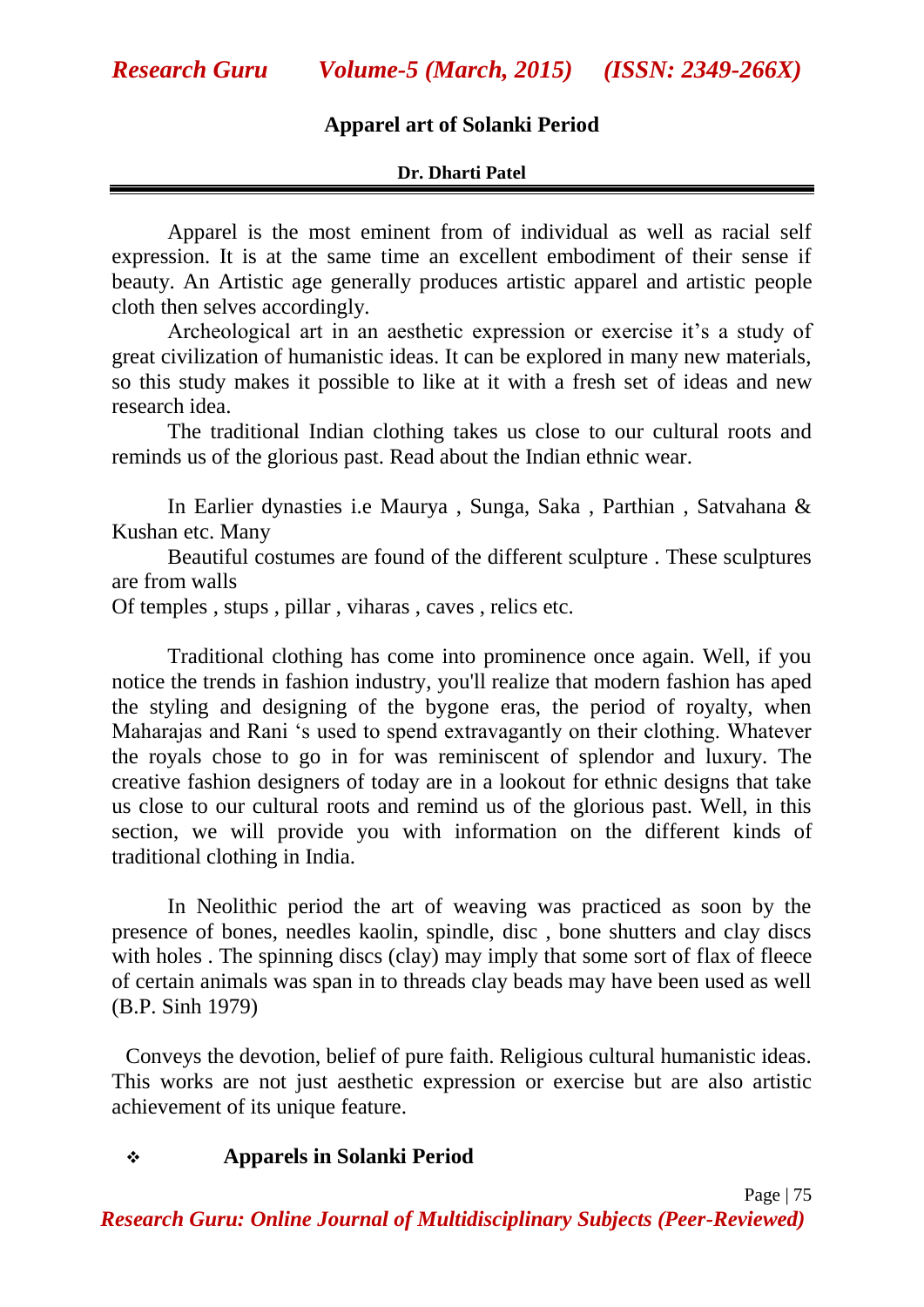# Apparel art of Solanki Period

**Dr. Dharti Patel**

Apparel is the most eminent from of individual as well as racial self expression. It is at the same time an excellent embodiment of their sense if beauty. An Artistic age generally produces artistic apparel and artistic people cloth then selves accordingly.

Archeological art in an aesthetic expression or exercise it's a study of great civilization of humanistic ideas. It can be explored in many new materials, so this study makes it possible to like at it with a fresh set of ideas and new research idea.

The traditional Indian clothing takes us close to our cultural roots and reminds us of the glorious past. Read about the Indian ethnic wear.

In Earlier dynasties i.e Maurya , Sunga, Saka , Parthian , Satvahana & Kushan etc. Many

Beautiful costumes are found of the different sculpture . These sculptures are from walls

Of temples , stups , pillar , viharas , caves , relics etc.

Traditional clothing has come into prominence once again. Well, if you notice the trends in fashion industry, you'll realize that modern fashion has aped the styling and designing of the bygone eras, the period of royalty, when Maharajas and Rani 's used to spend extravagantly on their clothing. Whatever the royals chose to go in for was reminiscent of splendor and luxury. The creative fashion designers of today are in a lookout for ethnic designs that take us close to our cultural roots and remind us of the glorious past. Well, in this section, we will provide you with information on the different kinds of traditional clothing in India.

In Neolithic period the art of weaving was practiced as soon by the presence of bones, needles kaolin, spindle, disc , bone shutters and clay discs with holes . The spinning discs (clay) may imply that some sort of flax of fleece of certain animals was span in to threads clay beads may have been used as well (B.P. Sinh 1979)

Conveys the devotion, belief of pure faith. Religious cultural humanistic ideas. This works are not just aesthetic expression or exercise but are also artistic achievement of its unique feature.

- **Apparels in Solanki Period**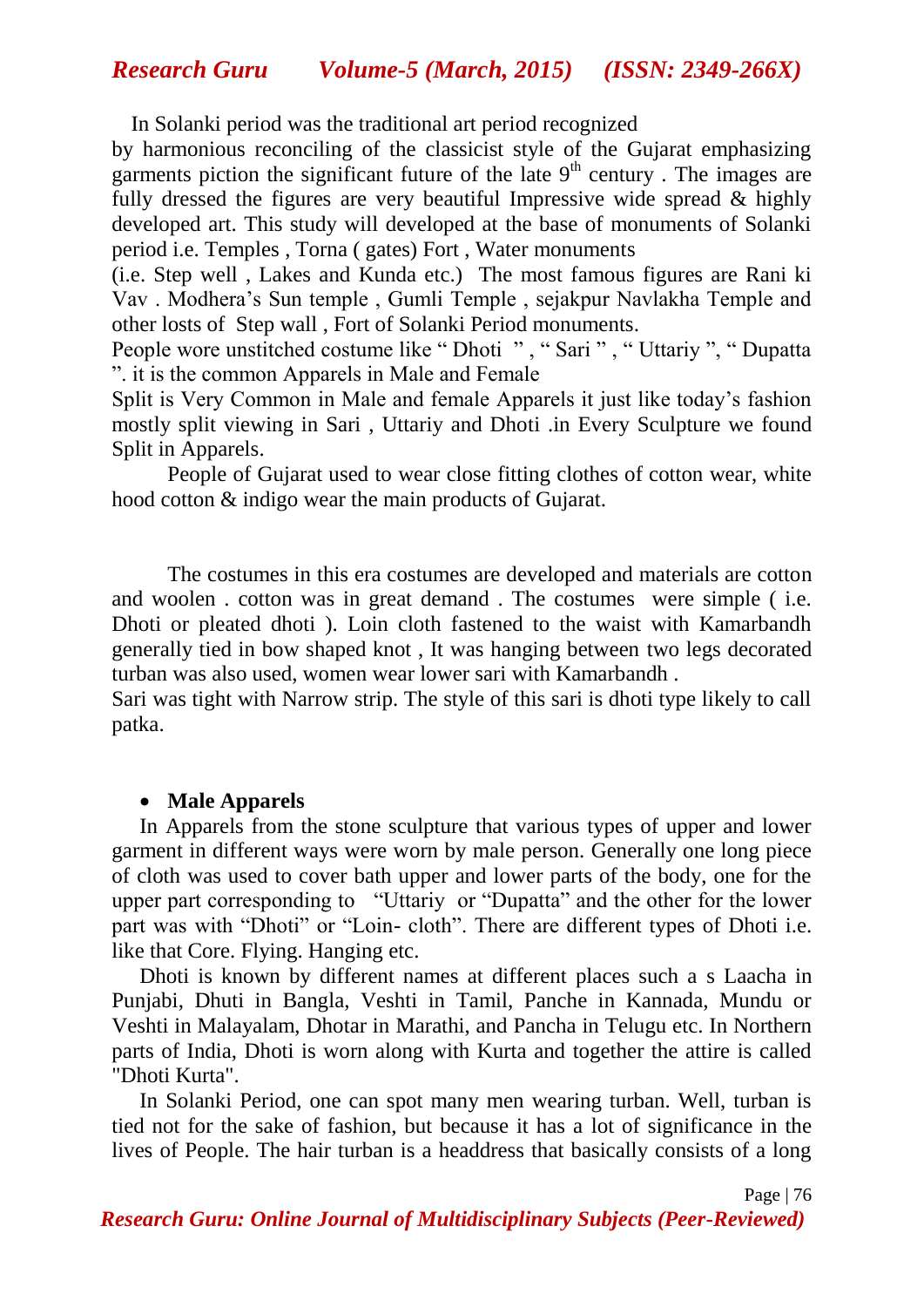In Solanki period was the traditional art period recognized by harmonious reconciling of the classicist style of the Gujarat emphasizing garments piction the significant future of the late 9th century . The images are fully dressed the figures are very beautiful Impressive wide spread & highly developed art. This study will developed at the base of monuments of Solanki period i.e. Temples , Torna ( gates) Fort , Water monuments (i.e. Step well , Lakes and Kunda etc.) The most famous figures are Rani ki Vav . Modhera's Sun temple , Gumli Temple , sejakpur Navlakha Temple and other losts of Step wall , Fort of Solanki Period monuments.

People wore unstitched costume like " Dhoti " , " Sari " , " Uttariy ", " Dupatta ". it is the common Apparels in Male and Female

Split is Very Common in Male and female Apparels it just like today's fashion mostly split viewing in Sari , Uttariy and Dhoti .in Every Sculpture we found Split in Apparels.

People of Gujarat used to wear close fitting clothes of cotton wear, white hood cotton & indigo wear the main products of Gujarat.

The costumes in this era costumes are developed and materials are cotton and woolen . cotton was in great demand . The costumes were simple ( i.e. Dhoti or pleated dhoti ). Loin cloth fastened to the waist with Kamarbandh generally tied in bow shaped knot , It was hanging between two legs decorated turban was also used, women wear lower sari with Kamarbandh .

Sari was tight with Narrow strip. The style of this sari is dhoti type likely to call patka.

- **Male Apparels**

In Apparels from the stone sculpture that various types of upper and lower garment in different ways were worn by male person. Generally one long piece of cloth was used to cover bath upper and lower parts of the body, one for the upper part corresponding to "Uttariy or "Dupatta" and the other for the lower part was with "Dhoti" or "Loin- cloth". There are different types of Dhoti i.e. like that Core. Flying. Hanging etc.

Dhoti is known by different names at different places such a s Laacha in Punjabi, Dhuti in Bangla, Veshti in Tamil, Panche in Kannada, Mundu or Veshti in Malayalam, Dhotar in Marathi, and Pancha in Telugu etc. In Northern parts of India, Dhoti is worn along with Kurta and together the attire is called "Dhoti Kurta".

In Solanki Period, one can spot many men wearing turban. Well, turban is tied not for the sake of fashion, but because it has a lot of significance in the lives of People. The hair turban is a headdress that basically consists of a long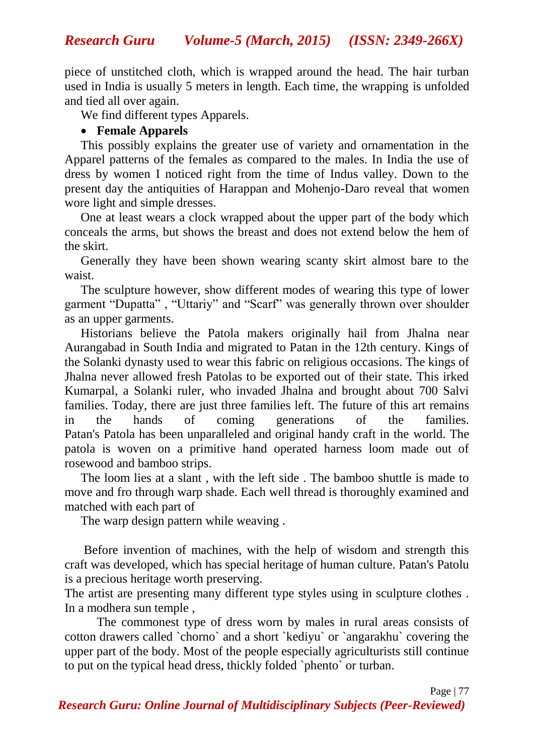piece of unstitched cloth, which is wrapped around the head. The hair turban used in India is usually 5 meters in length. Each time, the wrapping is unfolded and tied all over again.

We find different types Apparels.

- **Female Apparels**

This possibly explains the greater use of variety and ornamentation in the Apparel patterns of the females as compared to the males. In India the use of dress by women I noticed right from the time of Indus valley. Down to the present day the antiquities of Harappan and Mohenjo-Daro reveal that women wore light and simple dresses.

One at least wears a clock wrapped about the upper part of the body which conceals the arms, but shows the breast and does not extend below the hem of the skirt.

Generally they have been shown wearing scanty skirt almost bare to the waist.

The sculpture however, show different modes of wearing this type of lower garment "Dupatta" , "Uttariy" and "Scarf" was generally thrown over shoulder as an upper garments.

Historians believe the Patola makers originally hail from Jhalna near Aurangabad in South India and migrated to Patan in the 12th century. Kings of the Solanki dynasty used to wear this fabric on religious occasions. The kings of Jhalna never allowed fresh Patolas to be exported out of their state. This irked Kumarpal, a Solanki ruler, who invaded Jhalna and brought about 700 Salvi families. Today, there are just three families left. The future of this art remains in the hands of coming generations of the families. Patan's Patola has been unparalleled and original handy craft in the world. The patola is woven on a primitive hand operated harness loom made out of rosewood and bamboo strips.

The loom lies at a slant , with the left side . The bamboo shuttle is made to move and fro through warp shade. Each well thread is thoroughly examined and matched with each part of

The warp design pattern while weaving .

Before invention of machines, with the help of wisdom and strength this craft was developed, which has special heritage of human culture. Patan's Patolu is a precious heritage worth preserving.

The artist are presenting many different type styles using in sculpture clothes . In a modhera sun temple ,

The commonest type of dress worn by males in rural areas consists of cotton drawers called `chorno` and a short `kediyu` or `angarakhu` covering the upper part of the body. Most of the people especially agriculturists still continue to put on the typical head dress, thickly folded `phento` or turban.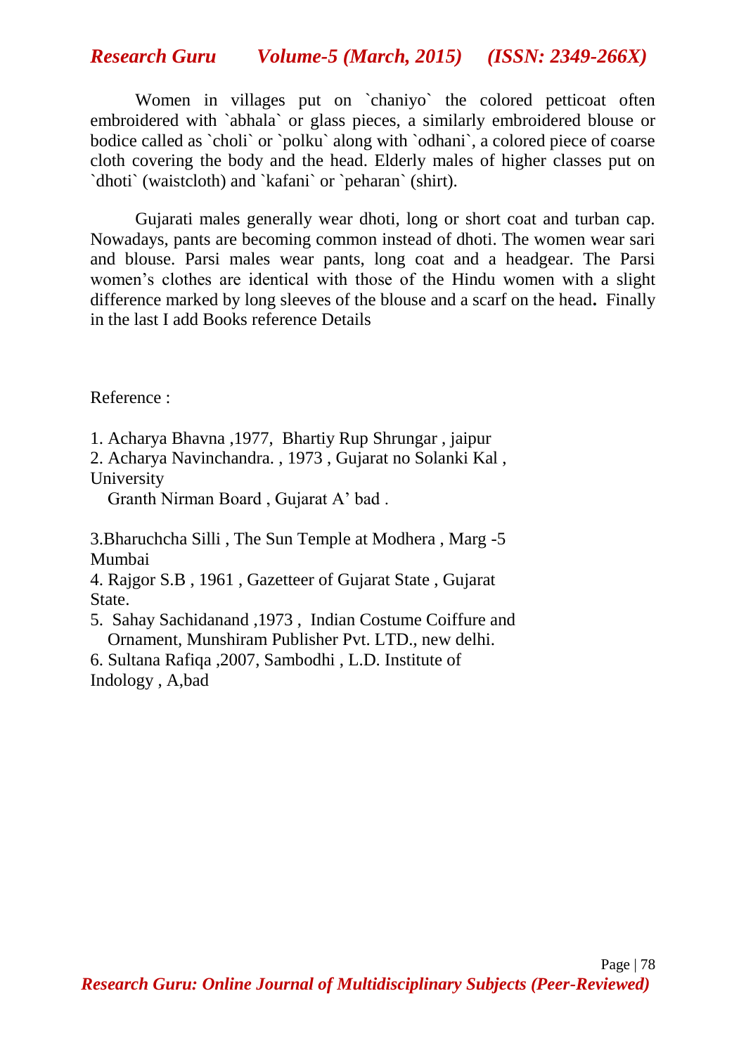Women in villages put on `chaniyo` the colored petticoat often embroidered with `abhala` or glass pieces, a similarly embroidered blouse or bodice called as `choli` or `polku` along with `odhani`, a colored piece of coarse cloth covering the body and the head. Elderly males of higher classes put on `dhoti` (waistcloth) and `kafani` or `peharan` (shirt).

Gujarati males generally wear dhoti, long or short coat and turban cap. Nowadays, pants are becoming common instead of dhoti. The women wear sari and blouse. Parsi males wear pants, long coat and a headgear. The Parsi women's clothes are identical with those of the Hindu women with a slight difference marked by long sleeves of the blouse and a scarf on the head**.** Finally in the last I add Books reference Details

Reference :

1. Acharya Bhavna ,1977, Bhartiy Rup Shrungar , jaipur
2. Acharya Navinchandra. , 1973 , Gujarat no Solanki Kal , University Granth Nirman Board , Gujarat A' bad .
3. Bharuchcha Silli , The Sun Temple at Modhera , Marg -5 Mumbai
4. Rajgor S.B , 1961 , Gazetteer of Gujarat State , Gujarat State.
5. Sahay Sachidanand ,1973 , Indian Costume Coiffure and Ornament, Munshiram Publisher Pvt. LTD., new delhi.
6. Sultana Rafiqa ,2007, Sambodhi , L.D. Institute of Indology , A,bad